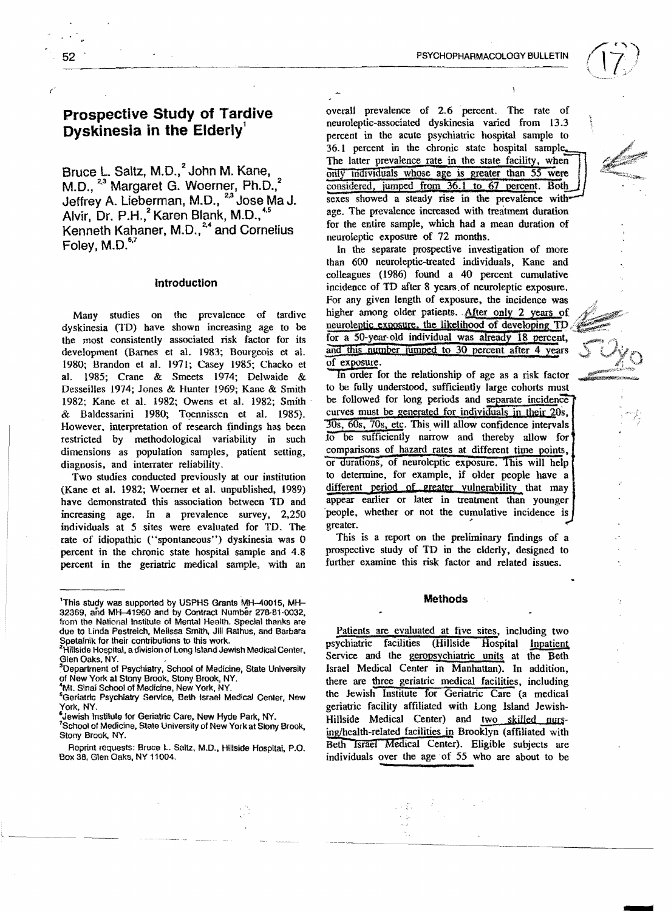# Prospective Study of Tardive Dyskinesia in the Elderly[1]

Bruce L. Saltz, M.D.,[2] John M. Kane, M.D.,[2,3] Margaret G. Woerner, Ph.D.,[2] Jeffrey A. Lieberman, M.D.,[2,3] Jose Ma J. Alvir, Dr. P.H.,[2] Karen Blank, M.D.,[4,5] Kenneth Kahaner, M.D.,[2,4] and Cornelius Foley, M.D.[6,7]

## Introduction

Many studies on the prevalence of tardive dyskinesia (TD) have shown increasing age to be the most consistently associated risk factor for its development (Barnes et al. 1983; Bourgeois et al. 1980; Brandon et al. 1971; Casey 1985; Chacko et al. 1985; Crane & Smeets 1974; Delwaide & Desseilles 1974; Jones & Hunter 1969; Kane & Smith 1982; Kane et al. 1982; Owens et al. 1982; Smith & Baldessarini 1980; Toennissen et al. 1985). However, interpretation of research findings has been restricted by methodological variability in such dimensions as population samples, patient setting, diagnosis, and interrater reliability.

Two studies conducted previously at our institution (Kane et al. 1982; Woerner et al. unpublished, 1989) have demonstrated this association between TD and increasing age. In a prevalence survey, 2,250 individuals at 5 sites were evaluated for TD. The rate of idiopathic ("spontaneous") dyskinesia was 0 percent in the chronic state hospital sample and 4.8 percent in the geriatric medical sample, with an overall prevalence of 2.6 percent. The rate of neuroleptic-associated dyskinesia varied from 13.3 percent in the acute psychiatric hospital sample to 36.1 percent in the chronic state hospital sample. The latter prevalence rate in the state facility, when only individuals whose age is greater than 55 were considered, jumped from 36.1 to 67 percent. Both sexes showed a steady rise in the prevalence with age. The prevalence increased with treatment duration for the entire sample, which had a mean duration of neuroleptic exposure of 72 months.

In the separate prospective investigation of more than 600 neuroleptic-treated individuals, Kane and colleagues (1986) found a 40 percent cumulative incidence of TD after 8 years of neuroleptic exposure. For any given length of exposure, the incidence was higher among older patients. After only 2 years of neuroleptic exposure, the likelihood of developing TD for a 50-year-old individual was already 18 percent, and this number jumped to 30 percent after 4 years of exposure.

In order for the relationship of age as a risk factor to be fully understood, sufficiently large cohorts must be followed for long periods and separate incidence curves must be generated for individuals in their 20s, 30s, 60s, 70s, etc. This will allow confidence intervals to be sufficiently narrow and thereby allow for comparisons of hazard rates at different time points, or durations, of neuroleptic exposure. This will help to determine, for example, if older people have a different period of greater vulnerability that may appear earlier or later in treatment than younger people, whether or not the cumulative incidence is greater.

This is a report on the preliminary findings of a prospective study of TD in the elderly, designed to further examine this risk factor and related issues.

## Methods

Patients are evaluated at five sites, including two psychiatric facilities (Hillside Hospital Inpatient Service and the geropsychiatric units at the Beth Israel Medical Center in Manhattan). In addition, there are three geriatric medical facilities, including the Jewish Institute for Geriatric Care (a medical geriatric facility affiliated with Long Island Jewish-Hillside Medical Center) and two skilled nursing/health-related facilities in Brooklyn (affiliated with Beth Israel Medical Center). Eligible subjects are individuals over the age of 55 who are about to be

---

[1] This study was supported by USPHS Grants MH-40015, MH-32369, and MH-41960 and by Contract Number 278-81-0032, from the National Institute of Mental Health. Special thanks are due to Linda Pestreich, Melissa Smith, Jill Rathus, and Barbara Spetalnik for their contributions to this work.

[2] Hillside Hospital, a division of Long Island Jewish Medical Center, Glen Oaks, NY.

[3] Department of Psychiatry, School of Medicine, State University of New York at Stony Brook, Stony Brook, NY.

[4] Mt. Sinai School of Medicine, New York, NY.

[5] Geriatric Psychiatry Service, Beth Israel Medical Center, New York, NY.

[6] Jewish Institute for Geriatric Care, New Hyde Park, NY.

[7] School of Medicine, State University of New York at Stony Brook, Stony Brook, NY.

Reprint requests: Bruce L. Saltz, M.D., Hillside Hospital, P.O. Box 38, Glen Oaks, NY 11004.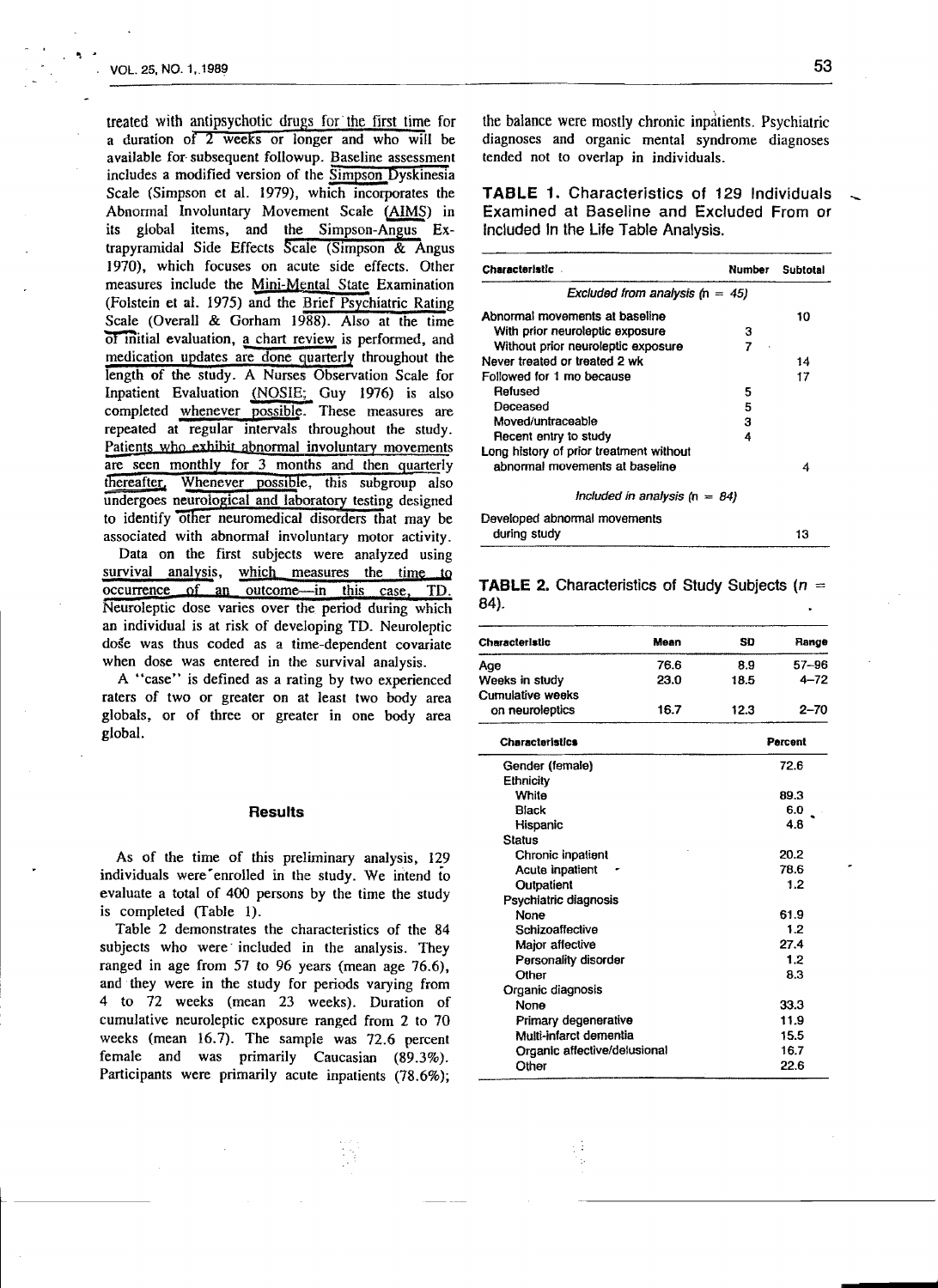treated with antipsychotic drugs for the first time for a duration of 2 weeks or longer and who will be available for subsequent followup. Baseline assessment includes a modified version of the Simpson Dyskinesia Scale (Simpson et al. 1979), which incorporates the Abnormal Involuntary Movement Scale (AIMS) in its global items, and the Simpson-Angus Extrapyramidal Side Effects Scale (Simpson & Angus 1970), which focuses on acute side effects. Other measures include the Mini-Mental State Examination (Folstein et al. 1975) and the Brief Psychiatric Rating Scale (Overall & Gorham 1988). Also at the time of initial evaluation, a chart review is performed, and medication updates are done quarterly throughout the length of the study. A Nurses Observation Scale for Inpatient Evaluation (NOSIE; Guy 1976) is also completed whenever possible. These measures are repeated at regular intervals throughout the study. Patients who exhibit abnormal involuntary movements are seen monthly for 3 months and then quarterly thereafter. Whenever possible, this subgroup also undergoes neurological and laboratory testing designed to identify other neuromedical disorders that may be associated with abnormal involuntary motor activity.

Data on the first subjects were analyzed using survival analysis, which measures the time to occurrence of an outcome—in this case, TD. Neuroleptic dose varies over the period during which an individual is at risk of developing TD. Neuroleptic dose was thus coded as a time-dependent covariate when dose was entered in the survival analysis.

A "case" is defined as a rating by two experienced raters of two or greater on at least two body area globals, or of three or greater in one body area global.

## Results

As of the time of this preliminary analysis, 129 individuals were enrolled in the study. We intend to evaluate a total of 400 persons by the time the study is completed (Table 1).

Table 2 demonstrates the characteristics of the 84 subjects who were included in the analysis. They ranged in age from 57 to 96 years (mean age 76.6), and they were in the study for periods varying from 4 to 72 weeks (mean 23 weeks). Duration of cumulative neuroleptic exposure ranged from 2 to 70 weeks (mean 16.7). The sample was 72.6 percent female and was primarily Caucasian (89.3%). Participants were primarily acute inpatients (78.6%); the balance were mostly chronic inpatients. Psychiatric diagnoses and organic mental syndrome diagnoses tended not to overlap in individuals.

**TABLE 1.** Characteristics of 129 Individuals Examined at Baseline and Excluded From or Included In the Life Table Analysis.

| Characteristic | Number | Subtotal |
|---|---|---|
| *Excluded from analysis (n = 45)* | | |
| Abnormal movements at baseline | | 10 |
| With prior neuroleptic exposure | 3 | |
| Without prior neuroleptic exposure | 7 | |
| Never treated or treated 2 wk | | 14 |
| Followed for 1 mo because | | 17 |
| Refused | 5 | |
| Deceased | 5 | |
| Moved/untraceable | 3 | |
| Recent entry to study | 4 | |
| Long history of prior treatment without abnormal movements at baseline | | 4 |
| *Included in analysis (n = 84)* | | |
| Developed abnormal movements during study | | 13 |

**TABLE 2.** Characteristics of Study Subjects ($n$ = 84).

| Characteristic | Mean | SD | Range |
|---|---|---|---|
| Age | 76.6 | 8.9 | 57–96 |
| Weeks in study | 23.0 | 18.5 | 4–72 |
| Cumulative weeks on neuroleptics | 16.7 | 12.3 | 2–70 |

| Characteristics | Percent |
|---|---|
| Gender (female) | 72.6 |
| Ethnicity | |
| White | 89.3 |
| Black | 6.0 |
| Hispanic | 4.8 |
| Status | |
| Chronic inpatient | 20.2 |
| Acute inpatient | 78.6 |
| Outpatient | 1.2 |
| Psychiatric diagnosis | |
| None | 61.9 |
| Schizoaffective | 1.2 |
| Major affective | 27.4 |
| Personality disorder | 1.2 |
| Other | 8.3 |
| Organic diagnosis | |
| None | 33.3 |
| Primary degenerative | 11.9 |
| Multi-infarct dementia | 15.5 |
| Organic affective/delusional | 16.7 |
| Other | 22.6 |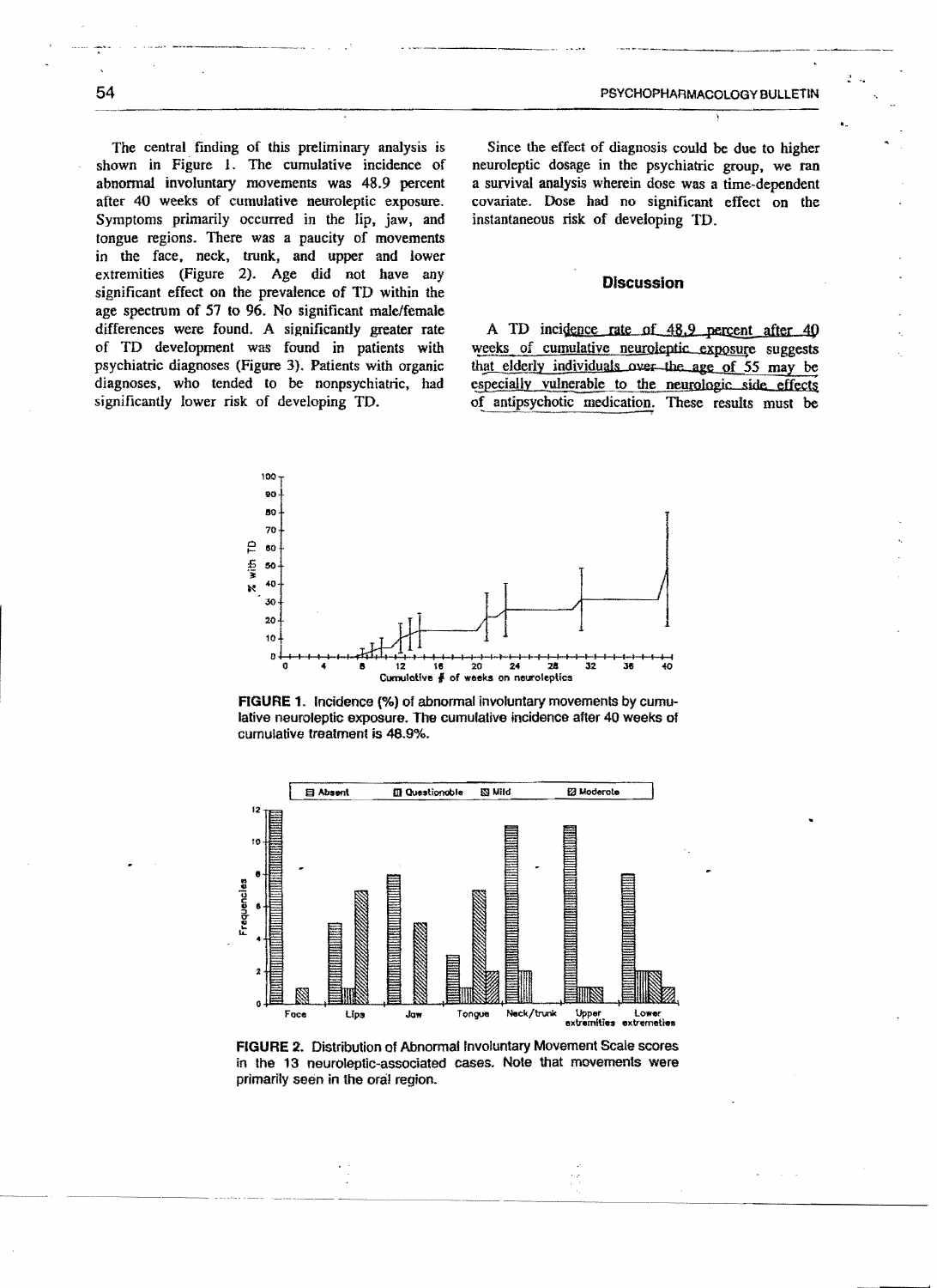The central finding of this preliminary analysis is shown in Figure 1. The cumulative incidence of abnormal involuntary movements was 48.9 percent after 40 weeks of cumulative neuroleptic exposure. Symptoms primarily occurred in the lip, jaw, and tongue regions. There was a paucity of movements in the face, neck, trunk, and upper and lower extremities (Figure 2). Age did not have any significant effect on the prevalence of TD within the age spectrum of 57 to 96. No significant male/female differences were found. A significantly greater rate of TD development was found in patients with psychiatric diagnoses (Figure 3). Patients with organic diagnoses, who tended to be nonpsychiatric, had significantly lower risk of developing TD.

Since the effect of diagnosis could be due to higher neuroleptic dosage in the psychiatric group, we ran a survival analysis wherein dose was a time-dependent covariate. Dose had no significant effect on the instantaneous risk of developing TD.

## Discussion

A TD incidence rate of 48.9 percent after 40 weeks of cumulative neuroleptic exposure suggests that elderly individuals over the age of 55 may be especially vulnerable to the neurologic side effects of antipsychotic medication. These results must be

**FIGURE 1.** Incidence (%) of abnormal involuntary movements by cumulative neuroleptic exposure. The cumulative incidence after 40 weeks of cumulative treatment is 48.9%.

**FIGURE 2.** Distribution of Abnormal Involuntary Movement Scale scores in the 13 neuroleptic-associated cases. Note that movements were primarily seen in the oral region.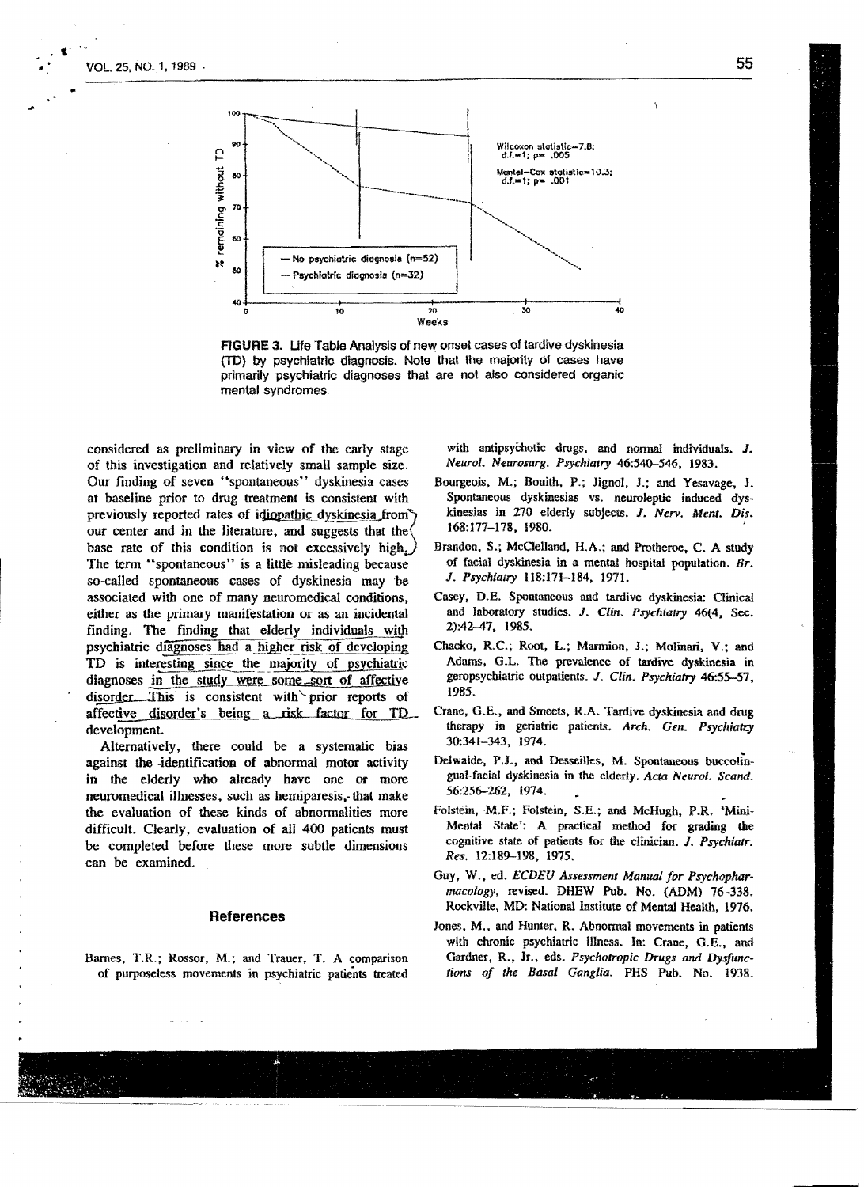FIGURE 3. Life Table Analysis of new onset cases of tardive dyskinesia (TD) by psychiatric diagnosis. Note that the majority of cases have primarily psychiatric diagnoses that are not also considered organic mental syndromes.

considered as preliminary in view of the early stage of this investigation and relatively small sample size. Our finding of seven "spontaneous" dyskinesia cases at baseline prior to drug treatment is consistent with previously reported rates of idiopathic dyskinesia from our center and in the literature, and suggests that the base rate of this condition is not excessively high. The term "spontaneous" is a little misleading because so-called spontaneous cases of dyskinesia may be associated with one of many neuromedical conditions, either as the primary manifestation or as an incidental finding. The finding that elderly individuals with psychiatric diagnoses had a higher risk of developing TD is interesting since the majority of psychiatric diagnoses in the study were some sort of affective disorder. This is consistent with prior reports of affective disorder's being a risk factor for TD development.

Alternatively, there could be a systematic bias against the identification of abnormal motor activity in the elderly who already have one or more neuromedical illnesses, such as hemiparesis, that make the evaluation of these kinds of abnormalities more difficult. Clearly, evaluation of all 400 patients must be completed before these more subtle dimensions can be examined.

## References

Barnes, T.R.; Rossor, M.; and Trauer, T. A comparison of purposeless movements in psychiatric patients treated with antipsychotic drugs, and normal individuals. *J. Neurol. Neurosurg. Psychiatry* 46:540–546, 1983.

Bourgeois, M.; Bouith, P.; Jignol, J.; and Yesavage, J. Spontaneous dyskinesias vs. neuroleptic induced dyskinesias in 270 elderly subjects. *J. Nerv. Ment. Dis.* 168:177–178, 1980.

Brandon, S.; McClelland, H.A.; and Protheroe, C. A study of facial dyskinesia in a mental hospital population. *Br. J. Psychiatry* 118:171–184, 1971.

Casey, D.E. Spontaneous and tardive dyskinesia: Clinical and laboratory studies. *J. Clin. Psychiatry* 46(4, Sec. 2):42–47, 1985.

Chacko, R.C.; Root, L.; Marmion, J.; Molinari, V.; and Adams, G.L. The prevalence of tardive dyskinesia in geropsychiatric outpatients. *J. Clin. Psychiatry* 46:55–57, 1985.

Crane, G.E., and Smeets, R.A. Tardive dyskinesia and drug therapy in geriatric patients. *Arch. Gen. Psychiatry* 30:341–343, 1974.

Delwaide, P.J., and Desseilles, M. Spontaneous buccolingual-facial dyskinesia in the elderly. *Acta Neurol. Scand.* 56:256–262, 1974.

Folstein, M.F.; Folstein, S.E.; and McHugh, P.R. 'Mini-Mental State': A practical method for grading the cognitive state of patients for the clinician. *J. Psychiatr. Res.* 12:189–198, 1975.

Guy, W., ed. *ECDEU Assessment Manual for Psychopharmacology*, revised. DHEW Pub. No. (ADM) 76-338. Rockville, MD: National Institute of Mental Health, 1976.

Jones, M., and Hunter, R. Abnormal movements in patients with chronic psychiatric illness. In: Crane, G.E., and Gardner, R., Jr., eds. *Psychotropic Drugs and Dysfunctions of the Basal Ganglia.* PHS Pub. No. 1938.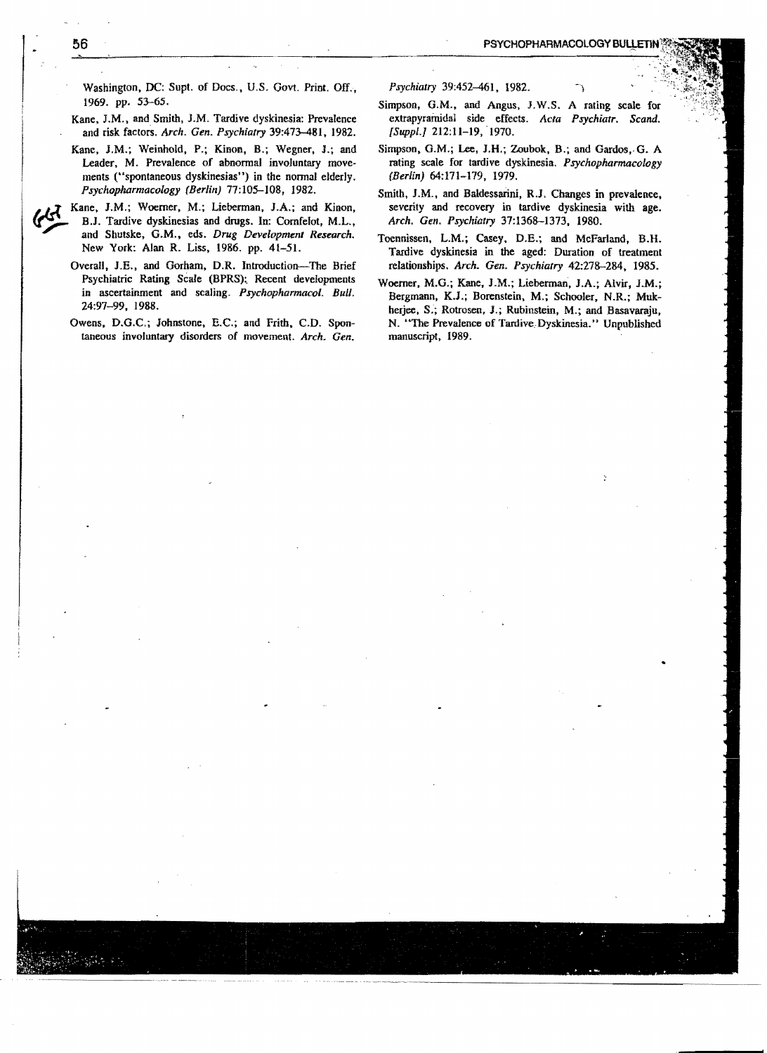Washington, DC: Supt. of Docs., U.S. Govt. Print. Off., 1969. pp. 53–65.

Kane, J.M., and Smith, J.M. Tardive dyskinesia: Prevalence and risk factors. *Arch. Gen. Psychiatry* 39:473–481, 1982.

Kane, J.M.; Weinhold, P.; Kinon, B.; Wegner, J.; and Leader, M. Prevalence of abnormal involuntary movements ("spontaneous dyskinesias") in the normal elderly. *Psychopharmacology (Berlin)* 77:105–108, 1982.

Kane, J.M.; Woerner, M.; Lieberman, J.A.; and Kinon, B.J. Tardive dyskinesias and drugs. In: Cornfelot, M.L., and Shutske, G.M., eds. *Drug Development Research.* New York: Alan R. Liss, 1986. pp. 41–51.

Overall, J.E., and Gorham, D.R. Introduction—The Brief Psychiatric Rating Scale (BPRS): Recent developments in ascertainment and scaling. *Psychopharmacol. Bull.* 24:97–99, 1988.

Owens, D.G.C.; Johnstone, E.C.; and Frith, C.D. Spontaneous involuntary disorders of movement. *Arch. Gen. Psychiatry* 39:452–461, 1982.

Simpson, G.M., and Angus, J.W.S. A rating scale for extrapyramidal side effects. *Acta Psychiatr. Scand. [Suppl.]* 212:11–19, 1970.

Simpson, G.M.; Lee, J.H.; Zoubok, B.; and Gardos, G. A rating scale for tardive dyskinesia. *Psychopharmacology (Berlin)* 64:171–179, 1979.

Smith, J.M., and Baldessarini, R.J. Changes in prevalence, severity and recovery in tardive dyskinesia with age. *Arch. Gen. Psychiatry* 37:1368–1373, 1980.

Toennissen, L.M.; Casey, D.E.; and McFarland, B.H. Tardive dyskinesia in the aged: Duration of treatment relationships. *Arch. Gen. Psychiatry* 42:278–284, 1985.

Woerner, M.G.; Kane, J.M.; Lieberman, J.A.; Alvir, J.M.; Bergmann, K.J.; Borenstein, M.; Schooler, N.R.; Mukherjee, S.; Rotrosen, J.; Rubinstein, M.; and Basavaraju, N. "The Prevalence of Tardive Dyskinesia." Unpublished manuscript, 1989.